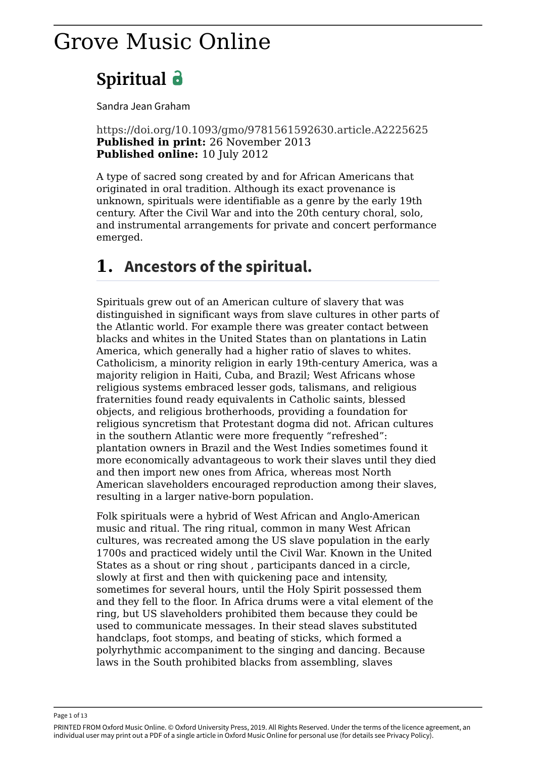# Grove Music Online

## Spiritual

Sandra Jean Graham

https://doi.org/10.1093/gmo/9781561592630.article.A2225625
**Published in print:** 26 November 2013
**Published online:** 10 July 2012

A type of sacred song created by and for African Americans that originated in oral tradition. Although its exact provenance is unknown, spirituals were identifiable as a genre by the early 19th century. After the Civil War and into the 20th century choral, solo, and instrumental arrangements for private and concert performance emerged.

## 1. Ancestors of the spiritual.

Spirituals grew out of an American culture of slavery that was distinguished in significant ways from slave cultures in other parts of the Atlantic world. For example there was greater contact between blacks and whites in the United States than on plantations in Latin America, which generally had a higher ratio of slaves to whites. Catholicism, a minority religion in early 19th-century America, was a majority religion in Haiti, Cuba, and Brazil; West Africans whose religious systems embraced lesser gods, talismans, and religious fraternities found ready equivalents in Catholic saints, blessed objects, and religious brotherhoods, providing a foundation for religious syncretism that Protestant dogma did not. African cultures in the southern Atlantic were more frequently "refreshed": plantation owners in Brazil and the West Indies sometimes found it more economically advantageous to work their slaves until they died and then import new ones from Africa, whereas most North American slaveholders encouraged reproduction among their slaves, resulting in a larger native-born population.

Folk spirituals were a hybrid of West African and Anglo-American music and ritual. The ring ritual, common in many West African cultures, was recreated among the US slave population in the early 1700s and practiced widely until the Civil War. Known in the United States as a shout or ring shout , participants danced in a circle, slowly at first and then with quickening pace and intensity, sometimes for several hours, until the Holy Spirit possessed them and they fell to the floor. In Africa drums were a vital element of the ring, but US slaveholders prohibited them because they could be used to communicate messages. In their stead slaves substituted handclaps, foot stomps, and beating of sticks, which formed a polyrhythmic accompaniment to the singing and dancing. Because laws in the South prohibited blacks from assembling, slaves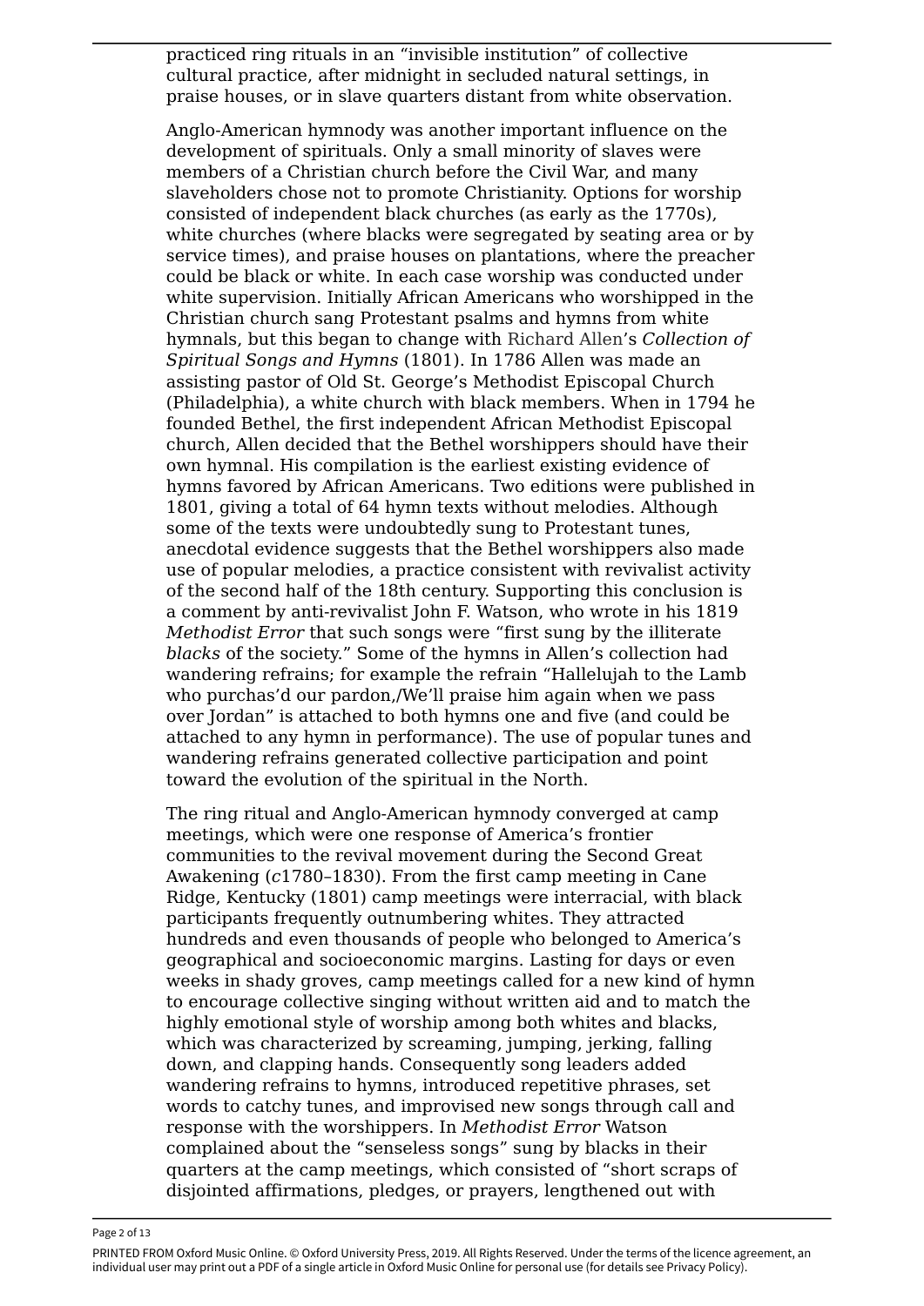practiced ring rituals in an "invisible institution" of collective cultural practice, after midnight in secluded natural settings, in praise houses, or in slave quarters distant from white observation.

Anglo-American hymnody was another important influence on the development of spirituals. Only a small minority of slaves were members of a Christian church before the Civil War, and many slaveholders chose not to promote Christianity. Options for worship consisted of independent black churches (as early as the 1770s), white churches (where blacks were segregated by seating area or by service times), and praise houses on plantations, where the preacher could be black or white. In each case worship was conducted under white supervision. Initially African Americans who worshipped in the Christian church sang Protestant psalms and hymns from white hymnals, but this began to change with Richard Allen's *Collection of Spiritual Songs and Hymns* (1801). In 1786 Allen was made an assisting pastor of Old St. George's Methodist Episcopal Church (Philadelphia), a white church with black members. When in 1794 he founded Bethel, the first independent African Methodist Episcopal church, Allen decided that the Bethel worshippers should have their own hymnal. His compilation is the earliest existing evidence of hymns favored by African Americans. Two editions were published in 1801, giving a total of 64 hymn texts without melodies. Although some of the texts were undoubtedly sung to Protestant tunes, anecdotal evidence suggests that the Bethel worshippers also made use of popular melodies, a practice consistent with revivalist activity of the second half of the 18th century. Supporting this conclusion is a comment by anti-revivalist John F. Watson, who wrote in his 1819 *Methodist Error* that such songs were "first sung by the illiterate *blacks* of the society." Some of the hymns in Allen's collection had wandering refrains; for example the refrain "Hallelujah to the Lamb who purchas'd our pardon,/We'll praise him again when we pass over Jordan" is attached to both hymns one and five (and could be attached to any hymn in performance). The use of popular tunes and wandering refrains generated collective participation and point toward the evolution of the spiritual in the North.

The ring ritual and Anglo-American hymnody converged at camp meetings, which were one response of America's frontier communities to the revival movement during the Second Great Awakening (*c*1780–1830). From the first camp meeting in Cane Ridge, Kentucky (1801) camp meetings were interracial, with black participants frequently outnumbering whites. They attracted hundreds and even thousands of people who belonged to America's geographical and socioeconomic margins. Lasting for days or even weeks in shady groves, camp meetings called for a new kind of hymn to encourage collective singing without written aid and to match the highly emotional style of worship among both whites and blacks, which was characterized by screaming, jumping, jerking, falling down, and clapping hands. Consequently song leaders added wandering refrains to hymns, introduced repetitive phrases, set words to catchy tunes, and improvised new songs through call and response with the worshippers. In *Methodist Error* Watson complained about the "senseless songs" sung by blacks in their quarters at the camp meetings, which consisted of "short scraps of disjointed affirmations, pledges, or prayers, lengthened out with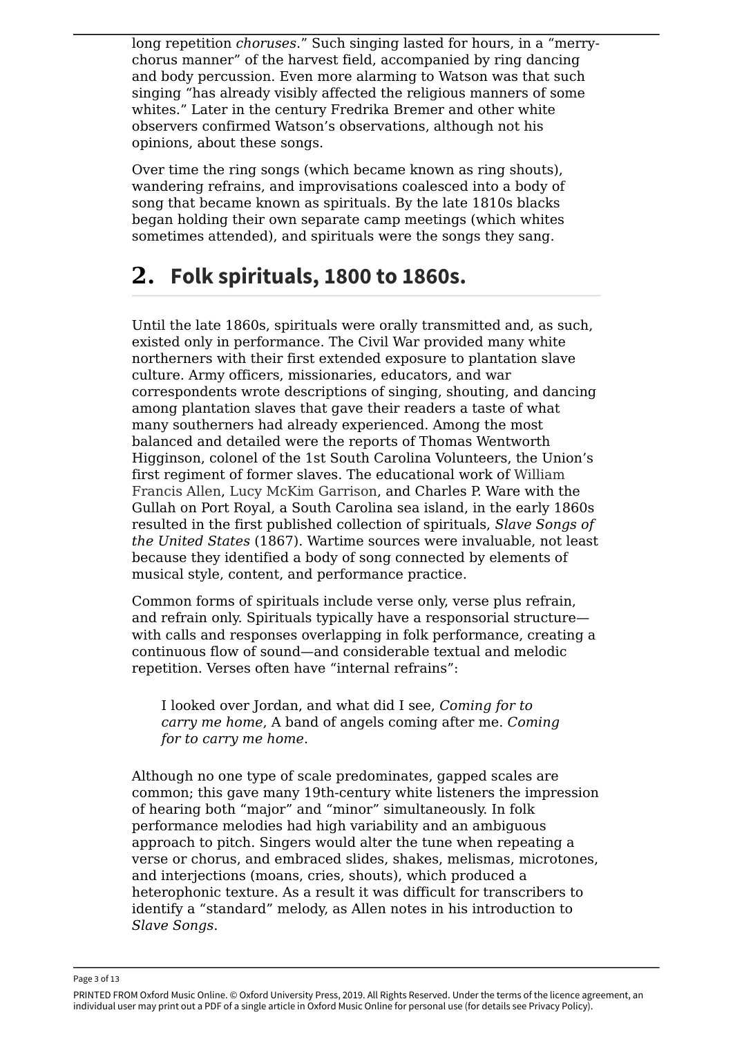long repetition *choruses*." Such singing lasted for hours, in a "merry-chorus manner" of the harvest field, accompanied by ring dancing and body percussion. Even more alarming to Watson was that such singing "has already visibly affected the religious manners of some whites." Later in the century Fredrika Bremer and other white observers confirmed Watson's observations, although not his opinions, about these songs.

Over time the ring songs (which became known as ring shouts), wandering refrains, and improvisations coalesced into a body of song that became known as spirituals. By the late 1810s blacks began holding their own separate camp meetings (which whites sometimes attended), and spirituals were the songs they sang.

## 2. Folk spirituals, 1800 to 1860s.

Until the late 1860s, spirituals were orally transmitted and, as such, existed only in performance. The Civil War provided many white northerners with their first extended exposure to plantation slave culture. Army officers, missionaries, educators, and war correspondents wrote descriptions of singing, shouting, and dancing among plantation slaves that gave their readers a taste of what many southerners had already experienced. Among the most balanced and detailed were the reports of Thomas Wentworth Higginson, colonel of the 1st South Carolina Volunteers, the Union's first regiment of former slaves. The educational work of William Francis Allen, Lucy McKim Garrison, and Charles P. Ware with the Gullah on Port Royal, a South Carolina sea island, in the early 1860s resulted in the first published collection of spirituals, *Slave Songs of the United States* (1867). Wartime sources were invaluable, not least because they identified a body of song connected by elements of musical style, content, and performance practice.

Common forms of spirituals include verse only, verse plus refrain, and refrain only. Spirituals typically have a responsorial structure—with calls and responses overlapping in folk performance, creating a continuous flow of sound—and considerable textual and melodic repetition. Verses often have "internal refrains":

> I looked over Jordan, and what did I see, *Coming for to carry me home*, A band of angels coming after me. *Coming for to carry me home*.

Although no one type of scale predominates, gapped scales are common; this gave many 19th-century white listeners the impression of hearing both "major" and "minor" simultaneously. In folk performance melodies had high variability and an ambiguous approach to pitch. Singers would alter the tune when repeating a verse or chorus, and embraced slides, shakes, melismas, microtones, and interjections (moans, cries, shouts), which produced a heterophonic texture. As a result it was difficult for transcribers to identify a "standard" melody, as Allen notes in his introduction to *Slave Songs*.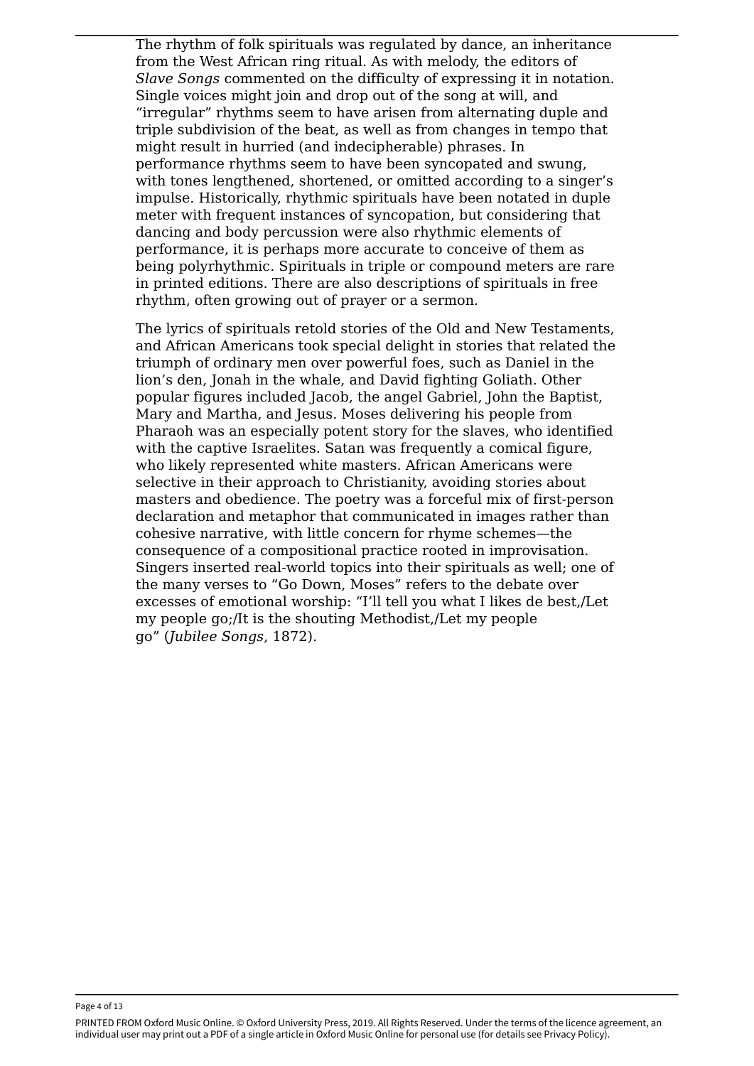The rhythm of folk spirituals was regulated by dance, an inheritance from the West African ring ritual. As with melody, the editors of *Slave Songs* commented on the difficulty of expressing it in notation. Single voices might join and drop out of the song at will, and "irregular" rhythms seem to have arisen from alternating duple and triple subdivision of the beat, as well as from changes in tempo that might result in hurried (and indecipherable) phrases. In performance rhythms seem to have been syncopated and swung, with tones lengthened, shortened, or omitted according to a singer's impulse. Historically, rhythmic spirituals have been notated in duple meter with frequent instances of syncopation, but considering that dancing and body percussion were also rhythmic elements of performance, it is perhaps more accurate to conceive of them as being polyrhythmic. Spirituals in triple or compound meters are rare in printed editions. There are also descriptions of spirituals in free rhythm, often growing out of prayer or a sermon.

The lyrics of spirituals retold stories of the Old and New Testaments, and African Americans took special delight in stories that related the triumph of ordinary men over powerful foes, such as Daniel in the lion's den, Jonah in the whale, and David fighting Goliath. Other popular figures included Jacob, the angel Gabriel, John the Baptist, Mary and Martha, and Jesus. Moses delivering his people from Pharaoh was an especially potent story for the slaves, who identified with the captive Israelites. Satan was frequently a comical figure, who likely represented white masters. African Americans were selective in their approach to Christianity, avoiding stories about masters and obedience. The poetry was a forceful mix of first-person declaration and metaphor that communicated in images rather than cohesive narrative, with little concern for rhyme schemes—the consequence of a compositional practice rooted in improvisation. Singers inserted real-world topics into their spirituals as well; one of the many verses to "Go Down, Moses" refers to the debate over excesses of emotional worship: "I'll tell you what I likes de best,/Let my people go;/It is the shouting Methodist,/Let my people go" (*Jubilee Songs*, 1872).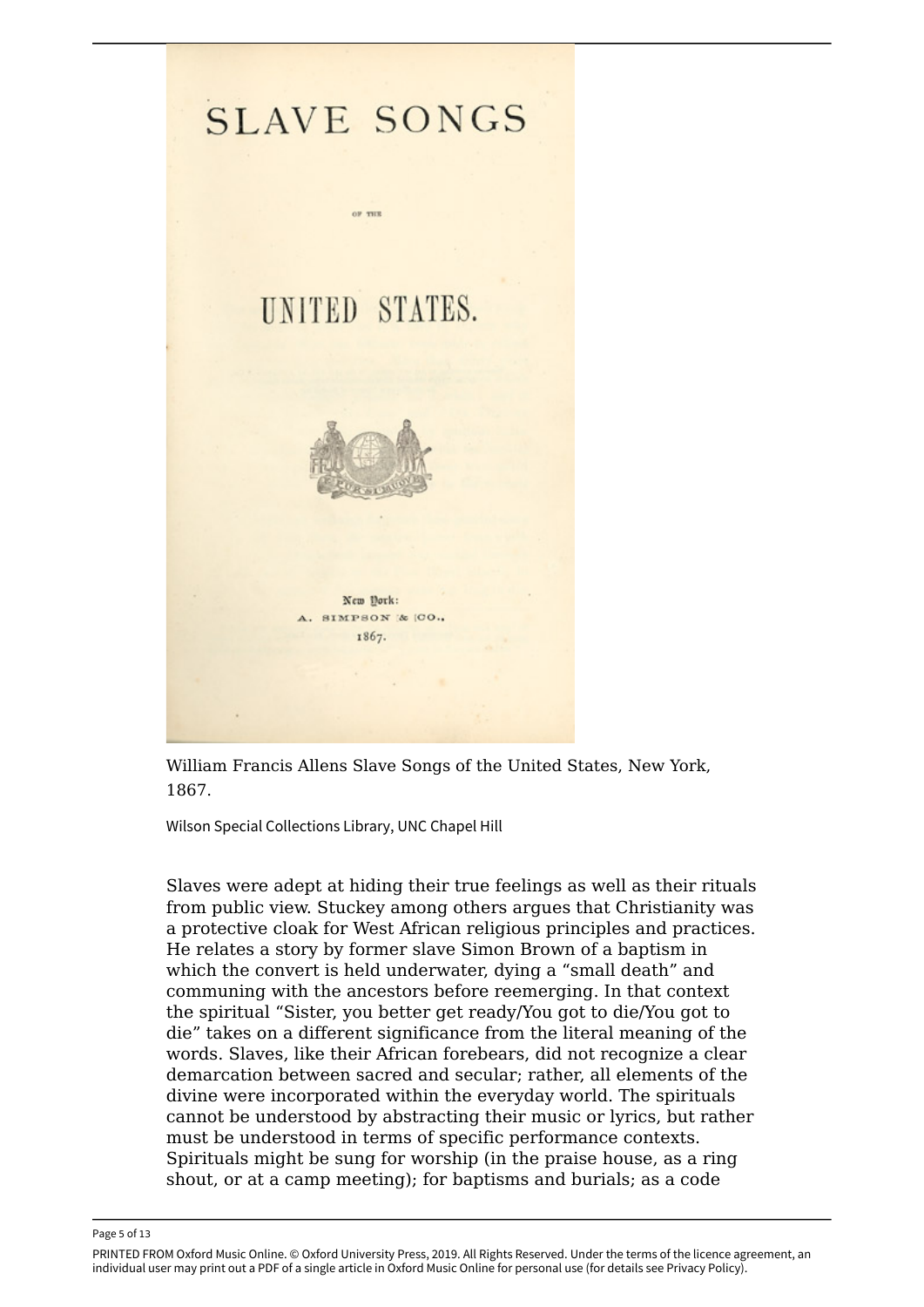William Francis Allens Slave Songs of the United States, New York, 1867.

Wilson Special Collections Library, UNC Chapel Hill

Slaves were adept at hiding their true feelings as well as their rituals from public view. Stuckey among others argues that Christianity was a protective cloak for West African religious principles and practices. He relates a story by former slave Simon Brown of a baptism in which the convert is held underwater, dying a “small death” and communing with the ancestors before reemerging. In that context the spiritual “Sister, you better get ready/You got to die/You got to die” takes on a different significance from the literal meaning of the words. Slaves, like their African forebears, did not recognize a clear demarcation between sacred and secular; rather, all elements of the divine were incorporated within the everyday world. The spirituals cannot be understood by abstracting their music or lyrics, but rather must be understood in terms of specific performance contexts. Spirituals might be sung for worship (in the praise house, as a ring shout, or at a camp meeting); for baptisms and burials; as a code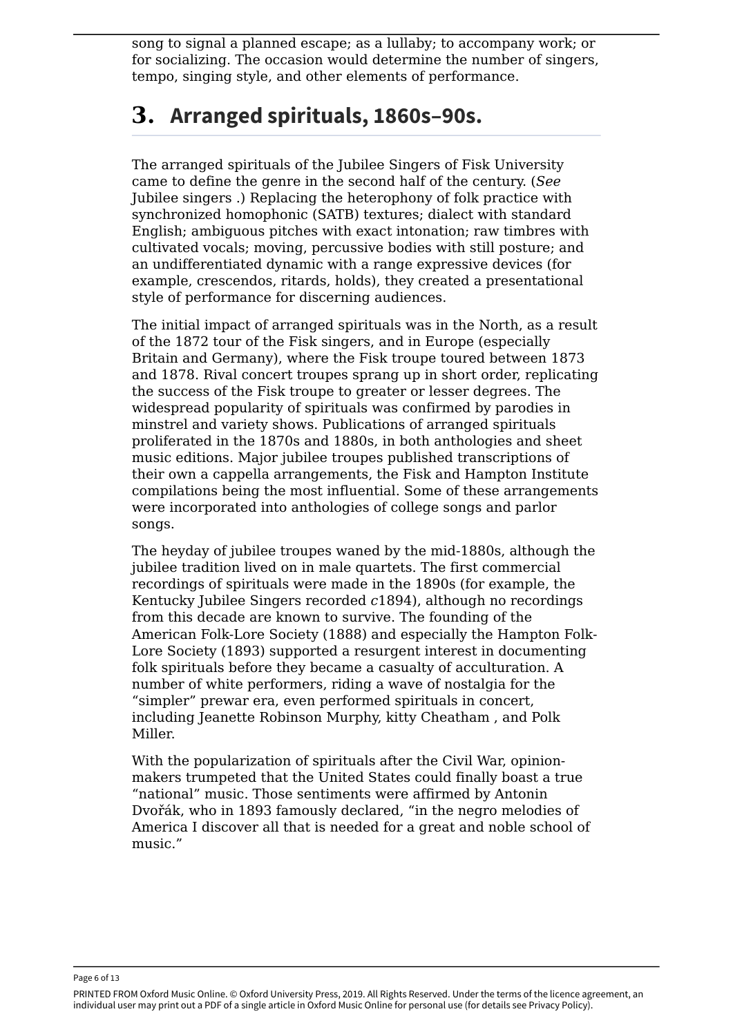song to signal a planned escape; as a lullaby; to accompany work; or for socializing. The occasion would determine the number of singers, tempo, singing style, and other elements of performance.

## 3. Arranged spirituals, 1860s–90s.

The arranged spirituals of the Jubilee Singers of Fisk University came to define the genre in the second half of the century. (*See* Jubilee singers .) Replacing the heterophony of folk practice with synchronized homophonic (SATB) textures; dialect with standard English; ambiguous pitches with exact intonation; raw timbres with cultivated vocals; moving, percussive bodies with still posture; and an undifferentiated dynamic with a range expressive devices (for example, crescendos, ritards, holds), they created a presentational style of performance for discerning audiences.

The initial impact of arranged spirituals was in the North, as a result of the 1872 tour of the Fisk singers, and in Europe (especially Britain and Germany), where the Fisk troupe toured between 1873 and 1878. Rival concert troupes sprang up in short order, replicating the success of the Fisk troupe to greater or lesser degrees. The widespread popularity of spirituals was confirmed by parodies in minstrel and variety shows. Publications of arranged spirituals proliferated in the 1870s and 1880s, in both anthologies and sheet music editions. Major jubilee troupes published transcriptions of their own a cappella arrangements, the Fisk and Hampton Institute compilations being the most influential. Some of these arrangements were incorporated into anthologies of college songs and parlor songs.

The heyday of jubilee troupes waned by the mid-1880s, although the jubilee tradition lived on in male quartets. The first commercial recordings of spirituals were made in the 1890s (for example, the Kentucky Jubilee Singers recorded *c*1894), although no recordings from this decade are known to survive. The founding of the American Folk-Lore Society (1888) and especially the Hampton Folk-Lore Society (1893) supported a resurgent interest in documenting folk spirituals before they became a casualty of acculturation. A number of white performers, riding a wave of nostalgia for the "simpler" prewar era, even performed spirituals in concert, including Jeanette Robinson Murphy, kitty Cheatham , and Polk Miller.

With the popularization of spirituals after the Civil War, opinion-makers trumpeted that the United States could finally boast a true "national" music. Those sentiments were affirmed by Antonin Dvořák, who in 1893 famously declared, "in the negro melodies of America I discover all that is needed for a great and noble school of music."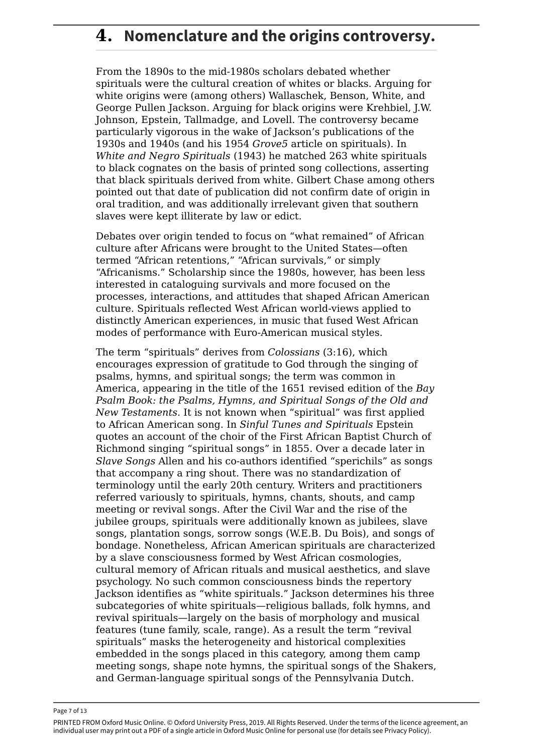## 4. Nomenclature and the origins controversy.

From the 1890s to the mid-1980s scholars debated whether spirituals were the cultural creation of whites or blacks. Arguing for white origins were (among others) Wallaschek, Benson, White, and George Pullen Jackson. Arguing for black origins were Krehbiel, J.W. Johnson, Epstein, Tallmadge, and Lovell. The controversy became particularly vigorous in the wake of Jackson's publications of the 1930s and 1940s (and his 1954 *Grove5* article on spirituals). In *White and Negro Spirituals* (1943) he matched 263 white spirituals to black cognates on the basis of printed song collections, asserting that black spirituals derived from white. Gilbert Chase among others pointed out that date of publication did not confirm date of origin in oral tradition, and was additionally irrelevant given that southern slaves were kept illiterate by law or edict.

Debates over origin tended to focus on "what remained" of African culture after Africans were brought to the United States—often termed "African retentions," "African survivals," or simply "Africanisms." Scholarship since the 1980s, however, has been less interested in cataloguing survivals and more focused on the processes, interactions, and attitudes that shaped African American culture. Spirituals reflected West African world-views applied to distinctly American experiences, in music that fused West African modes of performance with Euro-American musical styles.

The term "spirituals" derives from *Colossians* (3:16), which encourages expression of gratitude to God through the singing of psalms, hymns, and spiritual songs; the term was common in America, appearing in the title of the 1651 revised edition of the *Bay Psalm Book: the Psalms, Hymns, and Spiritual Songs of the Old and New Testaments*. It is not known when "spiritual" was first applied to African American song. In *Sinful Tunes and Spirituals* Epstein quotes an account of the choir of the First African Baptist Church of Richmond singing "spiritual songs" in 1855. Over a decade later in *Slave Songs* Allen and his co-authors identified "sperichils" as songs that accompany a ring shout. There was no standardization of terminology until the early 20th century. Writers and practitioners referred variously to spirituals, hymns, chants, shouts, and camp meeting or revival songs. After the Civil War and the rise of the jubilee groups, spirituals were additionally known as jubilees, slave songs, plantation songs, sorrow songs (W.E.B. Du Bois), and songs of bondage. Nonetheless, African American spirituals are characterized by a slave consciousness formed by West African cosmologies, cultural memory of African rituals and musical aesthetics, and slave psychology. No such common consciousness binds the repertory Jackson identifies as "white spirituals." Jackson determines his three subcategories of white spirituals—religious ballads, folk hymns, and revival spirituals—largely on the basis of morphology and musical features (tune family, scale, range). As a result the term "revival spirituals" masks the heterogeneity and historical complexities embedded in the songs placed in this category, among them camp meeting songs, shape note hymns, the spiritual songs of the Shakers, and German-language spiritual songs of the Pennsylvania Dutch.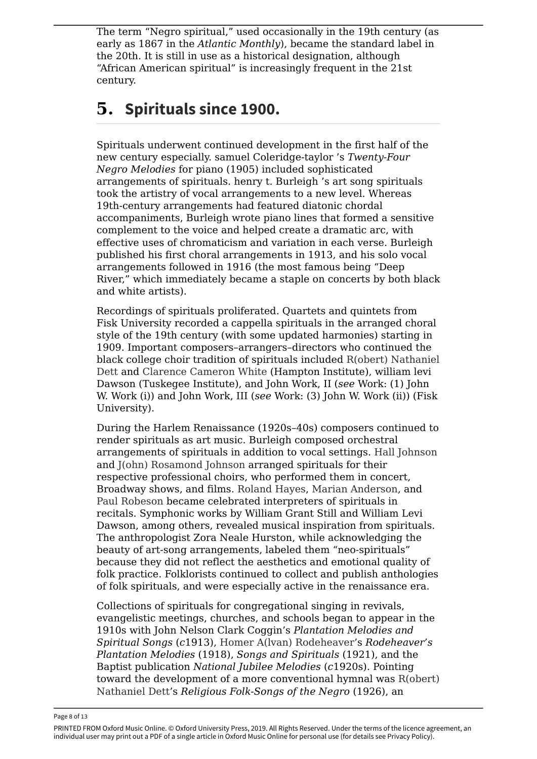The term “Negro spiritual,” used occasionally in the 19th century (as early as 1867 in the *Atlantic Monthly*), became the standard label in the 20th. It is still in use as a historical designation, although “African American spiritual” is increasingly frequent in the 21st century.

## 5. Spirituals since 1900.

Spirituals underwent continued development in the first half of the new century especially. samuel Coleridge-taylor ’s *Twenty-Four Negro Melodies* for piano (1905) included sophisticated arrangements of spirituals. henry t. Burleigh ’s art song spirituals took the artistry of vocal arrangements to a new level. Whereas 19th-century arrangements had featured diatonic chordal accompaniments, Burleigh wrote piano lines that formed a sensitive complement to the voice and helped create a dramatic arc, with effective uses of chromaticism and variation in each verse. Burleigh published his first choral arrangements in 1913, and his solo vocal arrangements followed in 1916 (the most famous being “Deep River,” which immediately became a staple on concerts by both black and white artists).

Recordings of spirituals proliferated. Quartets and quintets from Fisk University recorded a cappella spirituals in the arranged choral style of the 19th century (with some updated harmonies) starting in 1909. Important composers–arrangers–directors who continued the black college choir tradition of spirituals included R(obert) Nathaniel Dett and Clarence Cameron White (Hampton Institute), william levi Dawson (Tuskegee Institute), and John Work, II (*see* Work: (1) John W. Work (i)) and John Work, III (*see* Work: (3) John W. Work (ii)) (Fisk University).

During the Harlem Renaissance (1920s–40s) composers continued to render spirituals as art music. Burleigh composed orchestral arrangements of spirituals in addition to vocal settings. Hall Johnson and J(ohn) Rosamond Johnson arranged spirituals for their respective professional choirs, who performed them in concert, Broadway shows, and films. Roland Hayes, Marian Anderson, and Paul Robeson became celebrated interpreters of spirituals in recitals. Symphonic works by William Grant Still and William Levi Dawson, among others, revealed musical inspiration from spirituals. The anthropologist Zora Neale Hurston, while acknowledging the beauty of art-song arrangements, labeled them “neo-spirituals” because they did not reflect the aesthetics and emotional quality of folk practice. Folklorists continued to collect and publish anthologies of folk spirituals, and were especially active in the renaissance era.

Collections of spirituals for congregational singing in revivals, evangelistic meetings, churches, and schools began to appear in the 1910s with John Nelson Clark Coggin’s *Plantation Melodies and Spiritual Songs* (*c*1913), Homer A(lvan) Rodeheaver’s *Rodeheaver’s Plantation Melodies* (1918), *Songs and Spirituals* (1921), and the Baptist publication *National Jubilee Melodies* (*c*1920s). Pointing toward the development of a more conventional hymnal was R(obert) Nathaniel Dett’s *Religious Folk-Songs of the Negro* (1926), an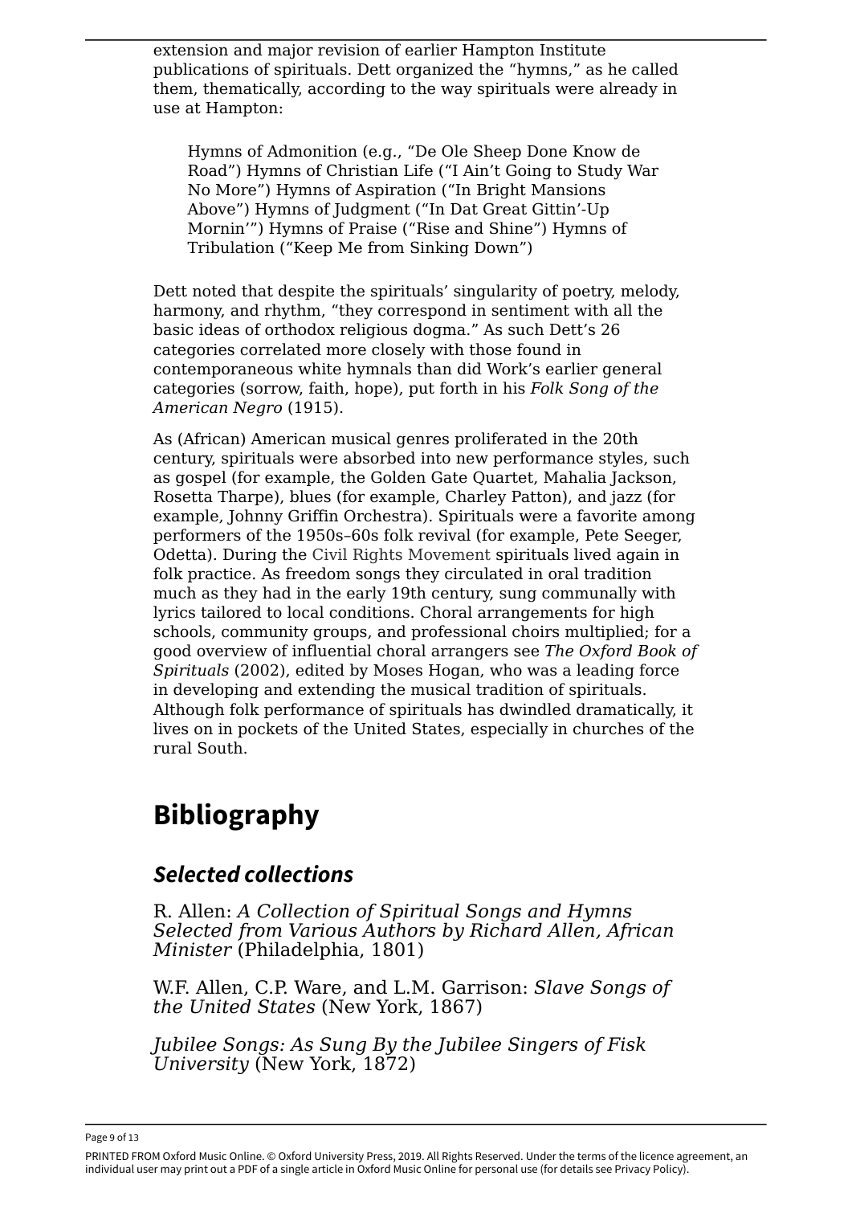extension and major revision of earlier Hampton Institute publications of spirituals. Dett organized the "hymns," as he called them, thematically, according to the way spirituals were already in use at Hampton:

> Hymns of Admonition (e.g., "De Ole Sheep Done Know de Road") Hymns of Christian Life ("I Ain't Going to Study War No More") Hymns of Aspiration ("In Bright Mansions Above") Hymns of Judgment ("In Dat Great Gittin'-Up Mornin'") Hymns of Praise ("Rise and Shine") Hymns of Tribulation ("Keep Me from Sinking Down")

Dett noted that despite the spirituals' singularity of poetry, melody, harmony, and rhythm, "they correspond in sentiment with all the basic ideas of orthodox religious dogma." As such Dett's 26 categories correlated more closely with those found in contemporaneous white hymnals than did Work's earlier general categories (sorrow, faith, hope), put forth in his *Folk Song of the American Negro* (1915).

As (African) American musical genres proliferated in the 20th century, spirituals were absorbed into new performance styles, such as gospel (for example, the Golden Gate Quartet, Mahalia Jackson, Rosetta Tharpe), blues (for example, Charley Patton), and jazz (for example, Johnny Griffin Orchestra). Spirituals were a favorite among performers of the 1950s–60s folk revival (for example, Pete Seeger, Odetta). During the Civil Rights Movement spirituals lived again in folk practice. As freedom songs they circulated in oral tradition much as they had in the early 19th century, sung communally with lyrics tailored to local conditions. Choral arrangements for high schools, community groups, and professional choirs multiplied; for a good overview of influential choral arrangers see *The Oxford Book of Spirituals* (2002), edited by Moses Hogan, who was a leading force in developing and extending the musical tradition of spirituals. Although folk performance of spirituals has dwindled dramatically, it lives on in pockets of the United States, especially in churches of the rural South.

## Bibliography

### *Selected collections*

R. Allen: *A Collection of Spiritual Songs and Hymns Selected from Various Authors by Richard Allen, African Minister* (Philadelphia, 1801)

W.F. Allen, C.P. Ware, and L.M. Garrison: *Slave Songs of the United States* (New York, 1867)

*Jubilee Songs: As Sung By the Jubilee Singers of Fisk University* (New York, 1872)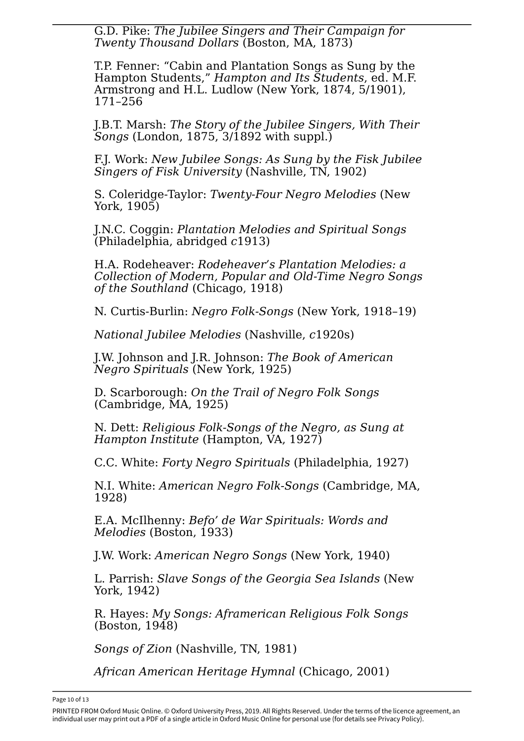G.D. Pike: *The Jubilee Singers and Their Campaign for Twenty Thousand Dollars* (Boston, MA, 1873)

T.P. Fenner: "Cabin and Plantation Songs as Sung by the Hampton Students," *Hampton and Its Students*, ed. M.F. Armstrong and H.L. Ludlow (New York, 1874, 5/1901), 171–256

J.B.T. Marsh: *The Story of the Jubilee Singers, With Their Songs* (London, 1875, 3/1892 with suppl.)

F.J. Work: *New Jubilee Songs: As Sung by the Fisk Jubilee Singers of Fisk University* (Nashville, TN, 1902)

S. Coleridge-Taylor: *Twenty-Four Negro Melodies* (New York, 1905)

J.N.C. Coggin: *Plantation Melodies and Spiritual Songs* (Philadelphia, abridged *c*1913)

H.A. Rodeheaver: *Rodeheaver's Plantation Melodies: a Collection of Modern, Popular and Old-Time Negro Songs of the Southland* (Chicago, 1918)

N. Curtis-Burlin: *Negro Folk-Songs* (New York, 1918–19)

*National Jubilee Melodies* (Nashville, *c*1920s)

J.W. Johnson and J.R. Johnson: *The Book of American Negro Spirituals* (New York, 1925)

D. Scarborough: *On the Trail of Negro Folk Songs* (Cambridge, MA, 1925)

N. Dett: *Religious Folk-Songs of the Negro, as Sung at Hampton Institute* (Hampton, VA, 1927)

C.C. White: *Forty Negro Spirituals* (Philadelphia, 1927)

N.I. White: *American Negro Folk-Songs* (Cambridge, MA, 1928)

E.A. McIlhenny: *Befo' de War Spirituals: Words and Melodies* (Boston, 1933)

J.W. Work: *American Negro Songs* (New York, 1940)

L. Parrish: *Slave Songs of the Georgia Sea Islands* (New York, 1942)

R. Hayes: *My Songs: Aframerican Religious Folk Songs* (Boston, 1948)

*Songs of Zion* (Nashville, TN, 1981)

*African American Heritage Hymnal* (Chicago, 2001)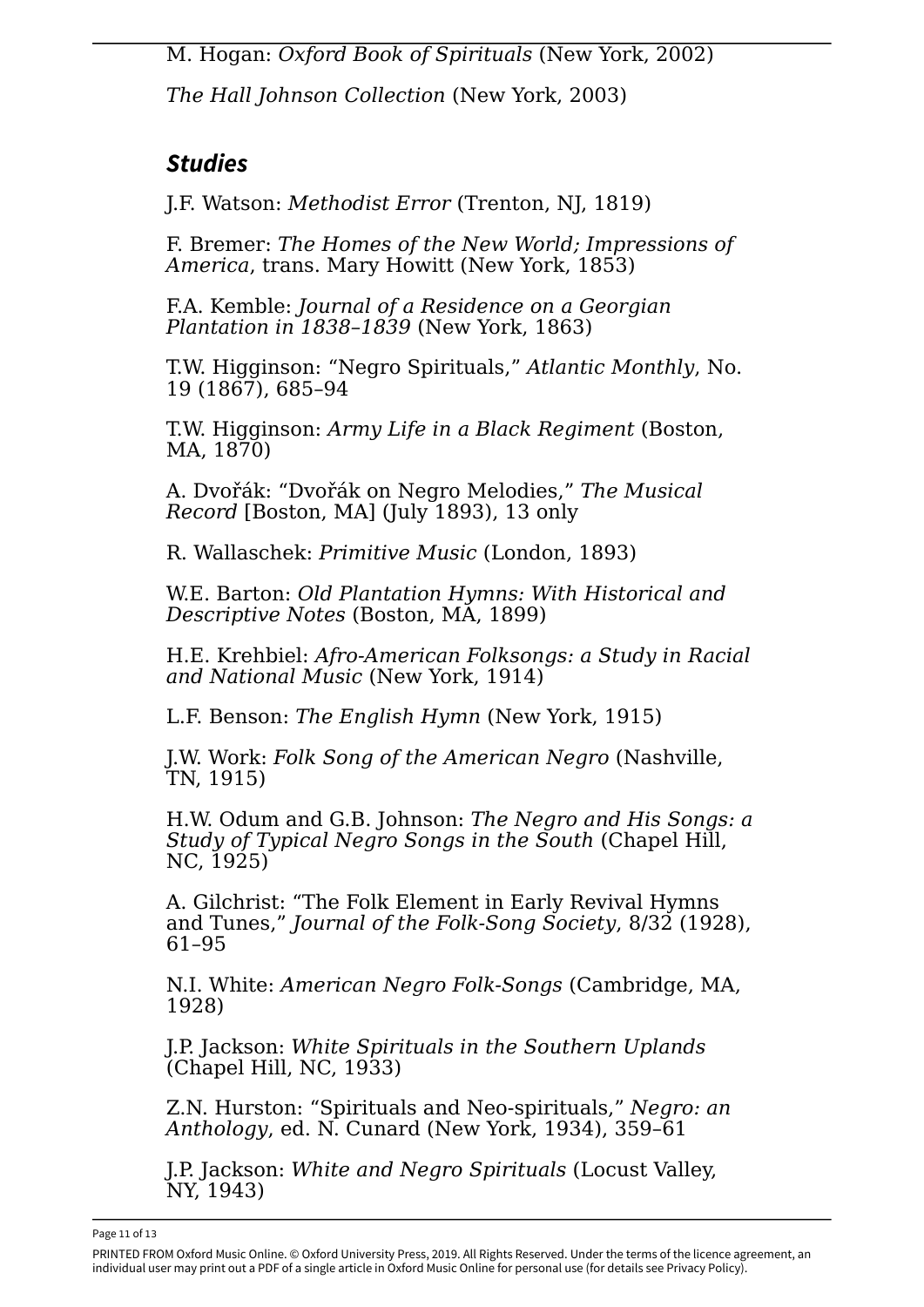M. Hogan: *Oxford Book of Spirituals* (New York, 2002)

*The Hall Johnson Collection* (New York, 2003)

## *Studies*

J.F. Watson: *Methodist Error* (Trenton, NJ, 1819)

F. Bremer: *The Homes of the New World; Impressions of America*, trans. Mary Howitt (New York, 1853)

F.A. Kemble: *Journal of a Residence on a Georgian Plantation in 1838–1839* (New York, 1863)

T.W. Higginson: "Negro Spirituals," *Atlantic Monthly*, No. 19 (1867), 685–94

T.W. Higginson: *Army Life in a Black Regiment* (Boston, MA, 1870)

A. Dvořák: "Dvořák on Negro Melodies," *The Musical Record* [Boston, MA] (July 1893), 13 only

R. Wallaschek: *Primitive Music* (London, 1893)

W.E. Barton: *Old Plantation Hymns: With Historical and Descriptive Notes* (Boston, MA, 1899)

H.E. Krehbiel: *Afro-American Folksongs: a Study in Racial and National Music* (New York, 1914)

L.F. Benson: *The English Hymn* (New York, 1915)

J.W. Work: *Folk Song of the American Negro* (Nashville, TN, 1915)

H.W. Odum and G.B. Johnson: *The Negro and His Songs: a Study of Typical Negro Songs in the South* (Chapel Hill, NC, 1925)

A. Gilchrist: "The Folk Element in Early Revival Hymns and Tunes," *Journal of the Folk-Song Society*, 8/32 (1928), 61–95

N.I. White: *American Negro Folk-Songs* (Cambridge, MA, 1928)

J.P. Jackson: *White Spirituals in the Southern Uplands* (Chapel Hill, NC, 1933)

Z.N. Hurston: "Spirituals and Neo-spirituals," *Negro: an Anthology*, ed. N. Cunard (New York, 1934), 359–61

J.P. Jackson: *White and Negro Spirituals* (Locust Valley, NY, 1943)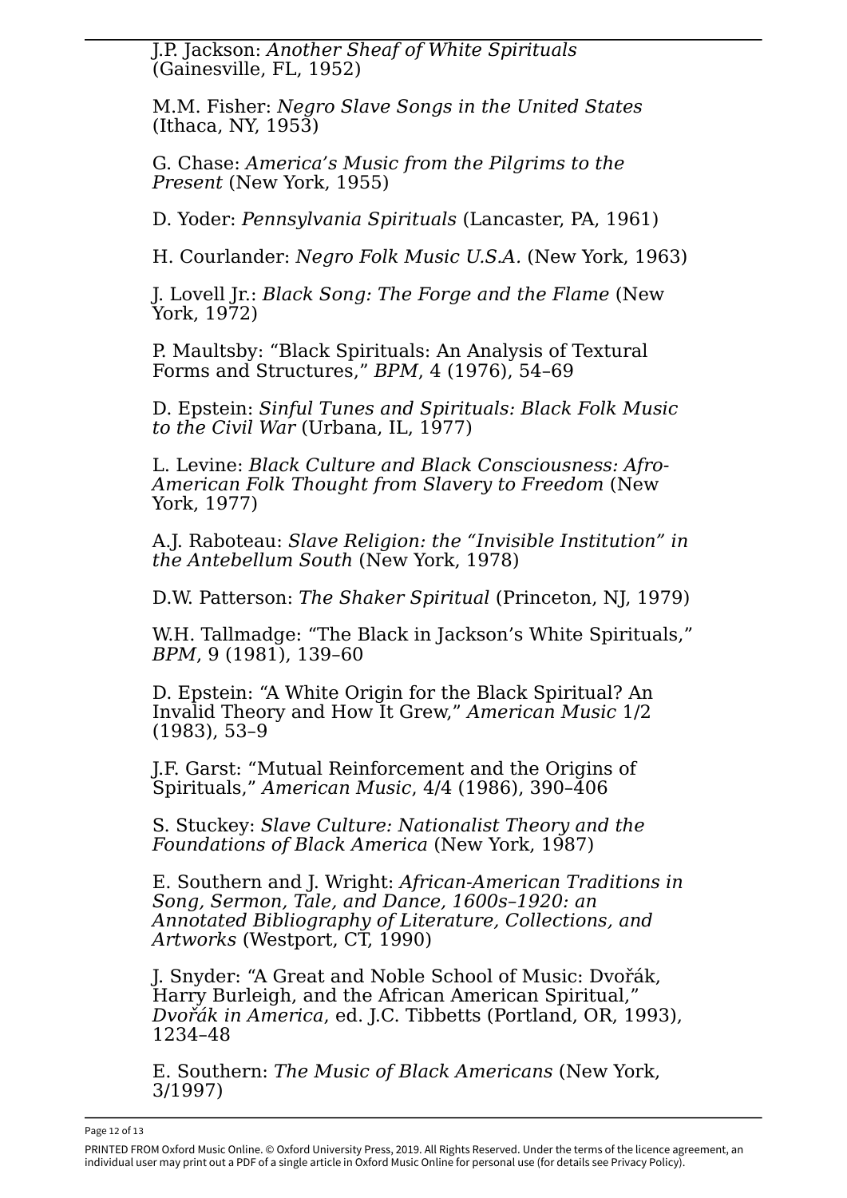J.P. Jackson: *Another Sheaf of White Spirituals* (Gainesville, FL, 1952)

M.M. Fisher: *Negro Slave Songs in the United States* (Ithaca, NY, 1953)

G. Chase: *America’s Music from the Pilgrims to the Present* (New York, 1955)

D. Yoder: *Pennsylvania Spirituals* (Lancaster, PA, 1961)

H. Courlander: *Negro Folk Music U.S.A.* (New York, 1963)

J. Lovell Jr.: *Black Song: The Forge and the Flame* (New York, 1972)

P. Maultsby: “Black Spirituals: An Analysis of Textural Forms and Structures,” *BPM*, 4 (1976), 54–69

D. Epstein: *Sinful Tunes and Spirituals: Black Folk Music to the Civil War* (Urbana, IL, 1977)

L. Levine: *Black Culture and Black Consciousness: Afro-American Folk Thought from Slavery to Freedom* (New York, 1977)

A.J. Raboteau: *Slave Religion: the “Invisible Institution” in the Antebellum South* (New York, 1978)

D.W. Patterson: *The Shaker Spiritual* (Princeton, NJ, 1979)

W.H. Tallmadge: “The Black in Jackson’s White Spirituals,” *BPM*, 9 (1981), 139–60

D. Epstein: “A White Origin for the Black Spiritual? An Invalid Theory and How It Grew,” *American Music* 1/2 (1983), 53–9

J.F. Garst: “Mutual Reinforcement and the Origins of Spirituals,” *American Music*, 4/4 (1986), 390–406

S. Stuckey: *Slave Culture: Nationalist Theory and the Foundations of Black America* (New York, 1987)

E. Southern and J. Wright: *African-American Traditions in Song, Sermon, Tale, and Dance, 1600s–1920: an Annotated Bibliography of Literature, Collections, and Artworks* (Westport, CT, 1990)

J. Snyder: “A Great and Noble School of Music: Dvořák, Harry Burleigh, and the African American Spiritual,” *Dvořák in America*, ed. J.C. Tibbetts (Portland, OR, 1993), 1234–48

E. Southern: *The Music of Black Americans* (New York, 3/1997)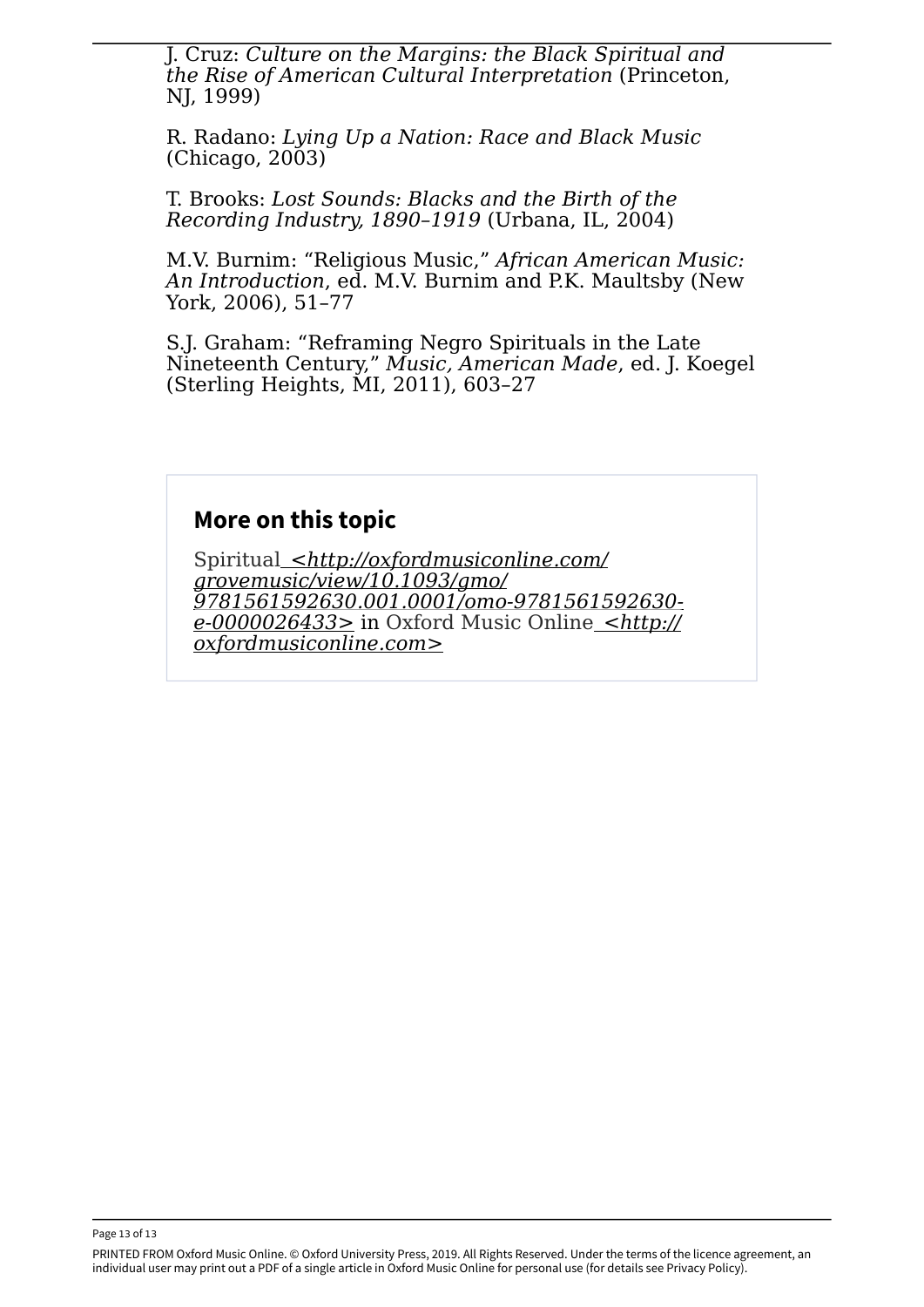J. Cruz: *Culture on the Margins: the Black Spiritual and the Rise of American Cultural Interpretation* (Princeton, NJ, 1999)

R. Radano: *Lying Up a Nation: Race and Black Music* (Chicago, 2003)

T. Brooks: *Lost Sounds: Blacks and the Birth of the Recording Industry, 1890–1919* (Urbana, IL, 2004)

M.V. Burnim: "Religious Music," *African American Music: An Introduction*, ed. M.V. Burnim and P.K. Maultsby (New York, 2006), 51–77

S.J. Graham: "Reframing Negro Spirituals in the Late Nineteenth Century," *Music, American Made*, ed. J. Koegel (Sterling Heights, MI, 2011), 603–27

## More on this topic

Spiritual *<http://oxfordmusiconline.com/grovemusic/view/10.1093/gmo/9781561592630.001.0001/omo-9781561592630-e-0000026433>* in Oxford Music Online *<http://oxfordmusiconline.com>*